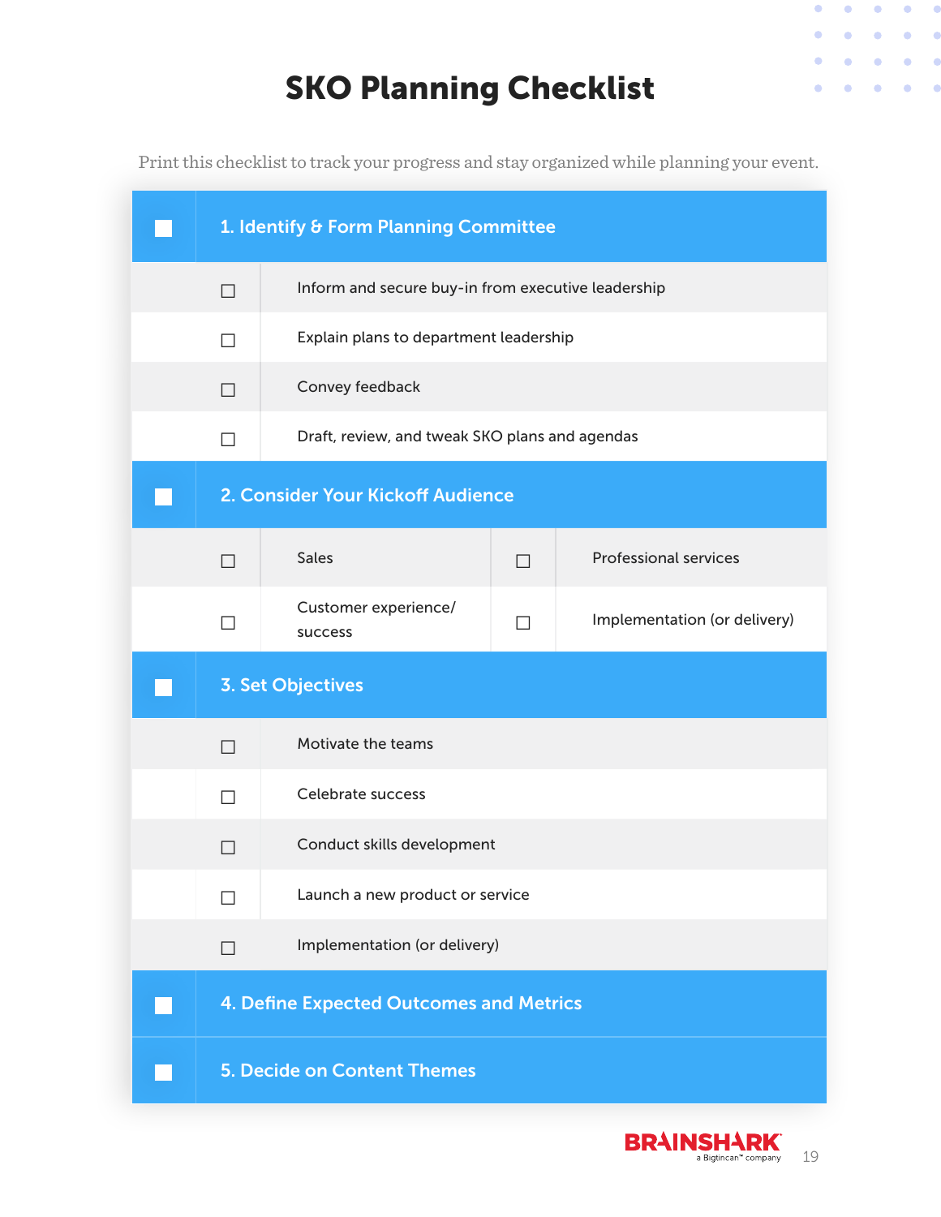# SKO Planning Checklist

Print this checklist to track your progress and stay organized while planning your event.

## ☐ 1. Identify & Form Planning Committee

- ☐ Inform and secure buy-in from executive leadership
- ☐ Explain plans to department leadership
- ☐ Convey feedback
- ☐ Draft, review, and tweak SKO plans and agendas

## ☐ 2. Consider Your Kickoff Audience

| | | | |
|---|---|---|---|
| ☐ | Sales | ☐ | Professional services |
| ☐ | Customer experience/ success | ☐ | Implementation (or delivery) |

## ☐ 3. Set Objectives

- ☐ Motivate the teams
- ☐ Celebrate success
- ☐ Conduct skills development
- ☐ Launch a new product or service
- ☐ Implementation (or delivery)

## ☐ 4. Define Expected Outcomes and Metrics

## ☐ 5. Decide on Content Themes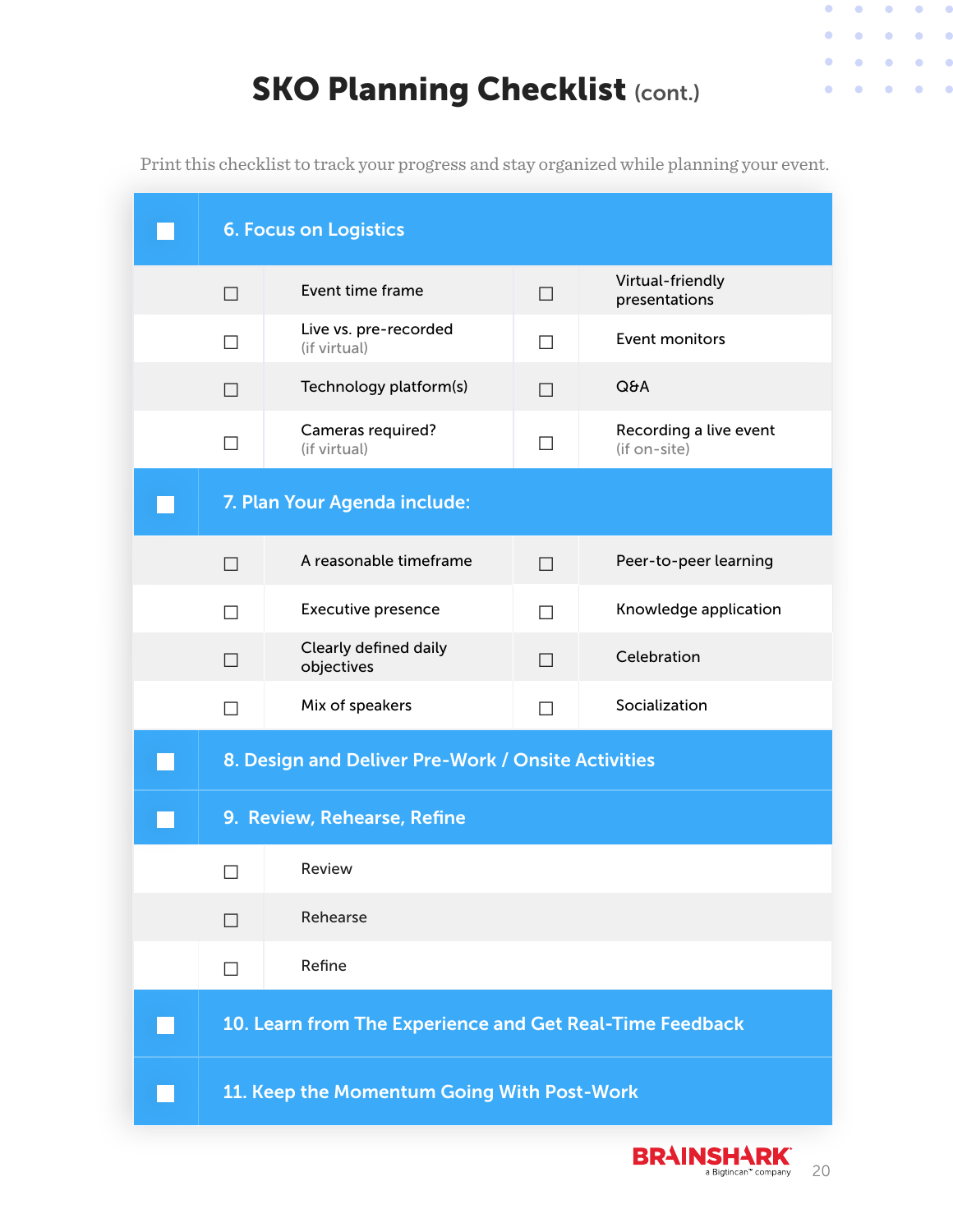# SKO Planning Checklist (cont.)

Print this checklist to track your progress and stay organized while planning your event.

## ☐ 6. Focus on Logistics

| | | | |
|---|---|---|---|
| ☐ | Event time frame | ☐ | Virtual-friendly presentations |
| ☐ | Live vs. pre-recorded (if virtual) | ☐ | Event monitors |
| ☐ | Technology platform(s) | ☐ | Q&A |
| ☐ | Cameras required? (if virtual) | ☐ | Recording a live event (if on-site) |

## ☐ 7. Plan Your Agenda include:

| | | | |
|---|---|---|---|
| ☐ | A reasonable timeframe | ☐ | Peer-to-peer learning |
| ☐ | Executive presence | ☐ | Knowledge application |
| ☐ | Clearly defined daily objectives | ☐ | Celebration |
| ☐ | Mix of speakers | ☐ | Socialization |

## ☐ 8. Design and Deliver Pre-Work / Onsite Activities

## ☐ 9. Review, Rehearse, Refine

- ☐ Review
- ☐ Rehearse
- ☐ Refine

## ☐ 10. Learn from The Experience and Get Real-Time Feedback

## ☐ 11. Keep the Momentum Going With Post-Work

BRAINSHARK
a Bigtincan™ company